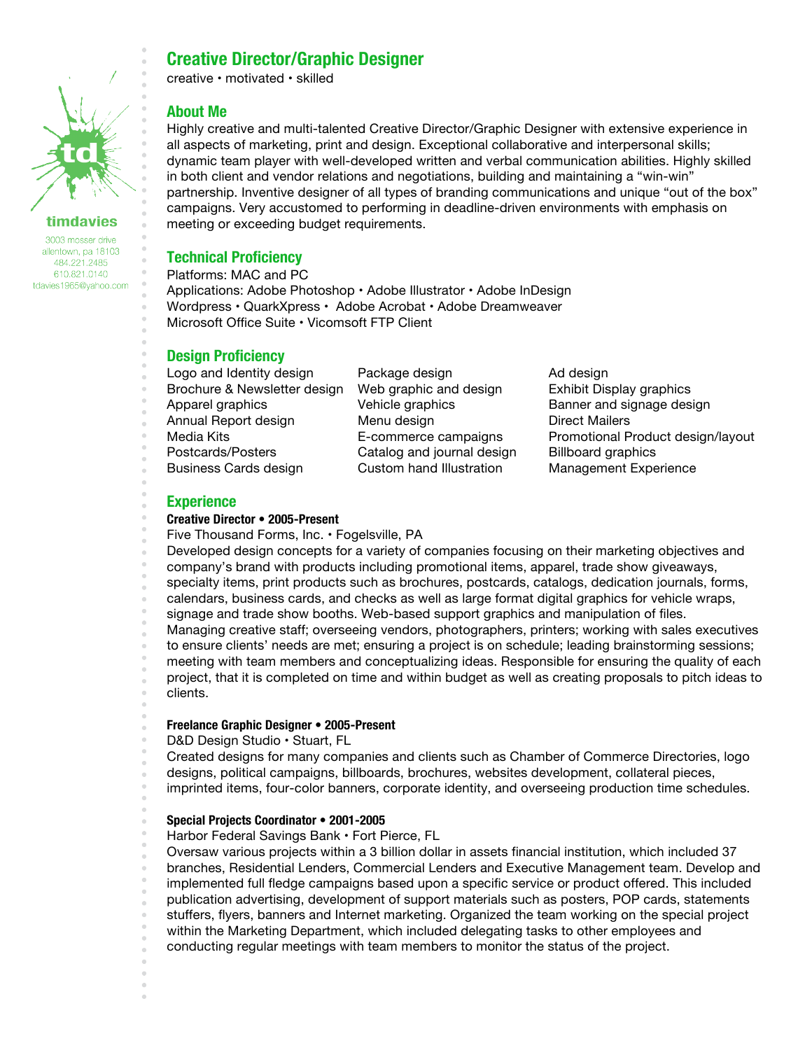**td**

**timdavies**

3003 mosser drive
allentown, pa 18103
484.221.2485
610.821.0140
tdavies1965@yahoo.com

# Creative Director/Graphic Designer

creative • motivated • skilled

## About Me

Highly creative and multi-talented Creative Director/Graphic Designer with extensive experience in all aspects of marketing, print and design. Exceptional collaborative and interpersonal skills; dynamic team player with well-developed written and verbal communication abilities. Highly skilled in both client and vendor relations and negotiations, building and maintaining a "win-win" partnership. Inventive designer of all types of branding communications and unique "out of the box" campaigns. Very accustomed to performing in deadline-driven environments with emphasis on meeting or exceeding budget requirements.

## Technical Proficiency

Platforms: MAC and PC
Applications: Adobe Photoshop • Adobe Illustrator • Adobe InDesign
Wordpress • QuarkXpress • Adobe Acrobat • Adobe Dreamweaver
Microsoft Office Suite • Vicomsoft FTP Client

## Design Proficiency

- Logo and Identity design
- Brochure & Newsletter design
- Apparel graphics
- Annual Report design
- Media Kits
- Postcards/Posters
- Business Cards design
- Package design
- Web graphic and design
- Vehicle graphics
- Menu design
- E-commerce campaigns
- Catalog and journal design
- Custom hand Illustration
- Ad design
- Exhibit Display graphics
- Banner and signage design
- Direct Mailers
- Promotional Product design/layout
- Billboard graphics
- Management Experience

## Experience

**Creative Director • 2005-Present**
Five Thousand Forms, Inc. • Fogelsville, PA
Developed design concepts for a variety of companies focusing on their marketing objectives and company's brand with products including promotional items, apparel, trade show giveaways, specialty items, print products such as brochures, postcards, catalogs, dedication journals, forms, calendars, business cards, and checks as well as large format digital graphics for vehicle wraps, signage and trade show booths. Web-based support graphics and manipulation of files.
Managing creative staff; overseeing vendors, photographers, printers; working with sales executives to ensure clients' needs are met; ensuring a project is on schedule; leading brainstorming sessions; meeting with team members and conceptualizing ideas. Responsible for ensuring the quality of each project, that it is completed on time and within budget as well as creating proposals to pitch ideas to clients.

**Freelance Graphic Designer • 2005-Present**
D&D Design Studio • Stuart, FL
Created designs for many companies and clients such as Chamber of Commerce Directories, logo designs, political campaigns, billboards, brochures, websites development, collateral pieces, imprinted items, four-color banners, corporate identity, and overseeing production time schedules.

**Special Projects Coordinator • 2001-2005**
Harbor Federal Savings Bank • Fort Pierce, FL
Oversaw various projects within a 3 billion dollar in assets financial institution, which included 37 branches, Residential Lenders, Commercial Lenders and Executive Management team. Develop and implemented full fledge campaigns based upon a specific service or product offered. This included publication advertising, development of support materials such as posters, POP cards, statements stuffers, flyers, banners and Internet marketing. Organized the team working on the special project within the Marketing Department, which included delegating tasks to other employees and conducting regular meetings with team members to monitor the status of the project.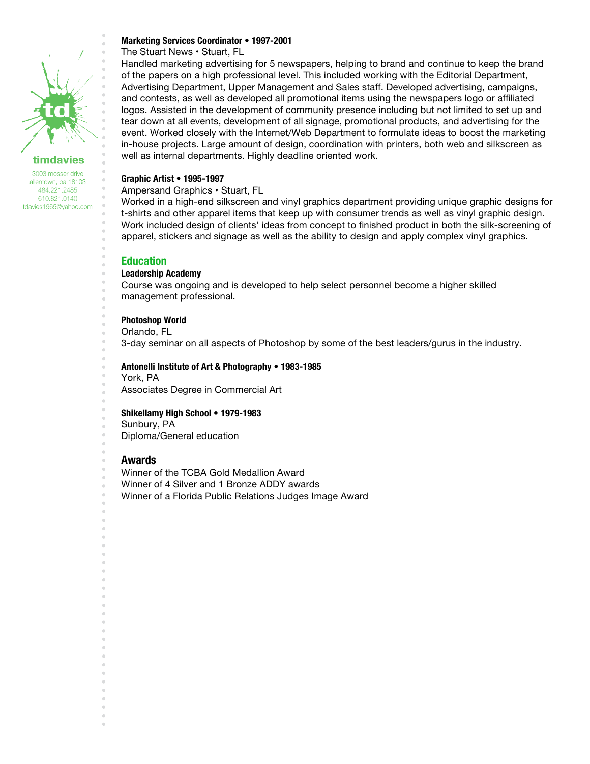timdavies

3003 mosser drive
allentown, pa 18103
484.221.2485
610.821.0140
tdavies1965@yahoo.com

**Marketing Services Coordinator • 1997-2001**
The Stuart News • Stuart, FL
Handled marketing advertising for 5 newspapers, helping to brand and continue to keep the brand of the papers on a high professional level. This included working with the Editorial Department, Advertising Department, Upper Management and Sales staff. Developed advertising, campaigns, and contests, as well as developed all promotional items using the newspapers logo or affiliated logos. Assisted in the development of community presence including but not limited to set up and tear down at all events, development of all signage, promotional products, and advertising for the event. Worked closely with the Internet/Web Department to formulate ideas to boost the marketing in-house projects. Large amount of design, coordination with printers, both web and silkscreen as well as internal departments. Highly deadline oriented work.

**Graphic Artist • 1995-1997**
Ampersand Graphics • Stuart, FL
Worked in a high-end silkscreen and vinyl graphics department providing unique graphic designs for t-shirts and other apparel items that keep up with consumer trends as well as vinyl graphic design. Work included design of clients' ideas from concept to finished product in both the silk-screening of apparel, stickers and signage as well as the ability to design and apply complex vinyl graphics.

## Education

**Leadership Academy**
Course was ongoing and is developed to help select personnel become a higher skilled management professional.

**Photoshop World**
Orlando, FL
3-day seminar on all aspects of Photoshop by some of the best leaders/gurus in the industry.

**Antonelli Institute of Art & Photography • 1983-1985**
York, PA
Associates Degree in Commercial Art

**Shikellamy High School • 1979-1983**
Sunbury, PA
Diploma/General education

## Awards

Winner of the TCBA Gold Medallion Award
Winner of 4 Silver and 1 Bronze ADDY awards
Winner of a Florida Public Relations Judges Image Award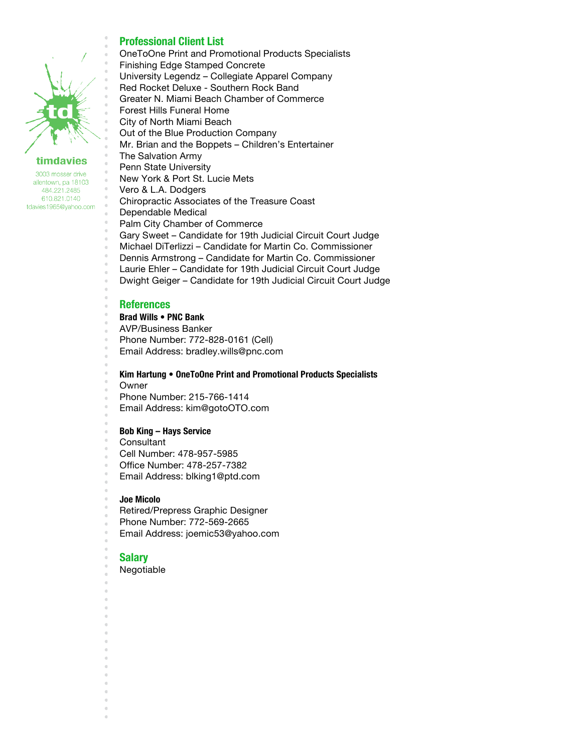timdavies
3003 mosser drive
allentown, pa 18103
484.221.2485
610.821.0140
tdavies1965@yahoo.com

## Professional Client List

OneToOne Print and Promotional Products Specialists
Finishing Edge Stamped Concrete
University Legendz – Collegiate Apparel Company
Red Rocket Deluxe - Southern Rock Band
Greater N. Miami Beach Chamber of Commerce
Forest Hills Funeral Home
City of North Miami Beach
Out of the Blue Production Company
Mr. Brian and the Boppets – Children's Entertainer
The Salvation Army
Penn State University
New York & Port St. Lucie Mets
Vero & L.A. Dodgers
Chiropractic Associates of the Treasure Coast
Dependable Medical
Palm City Chamber of Commerce
Gary Sweet – Candidate for 19th Judicial Circuit Court Judge
Michael DiTerlizzi – Candidate for Martin Co. Commissioner
Dennis Armstrong – Candidate for Martin Co. Commissioner
Laurie Ehler – Candidate for 19th Judicial Circuit Court Judge
Dwight Geiger – Candidate for 19th Judicial Circuit Court Judge

## References

**Brad Wills • PNC Bank**
AVP/Business Banker
Phone Number: 772-828-0161 (Cell)
Email Address: bradley.wills@pnc.com

**Kim Hartung • OneToOne Print and Promotional Products Specialists**
Owner
Phone Number: 215-766-1414
Email Address: kim@gotoOTO.com

**Bob King – Hays Service**
Consultant
Cell Number: 478-957-5985
Office Number: 478-257-7382
Email Address: blking1@ptd.com

**Joe Micolo**
Retired/Prepress Graphic Designer
Phone Number: 772-569-2665
Email Address: joemic53@yahoo.com

## Salary

Negotiable